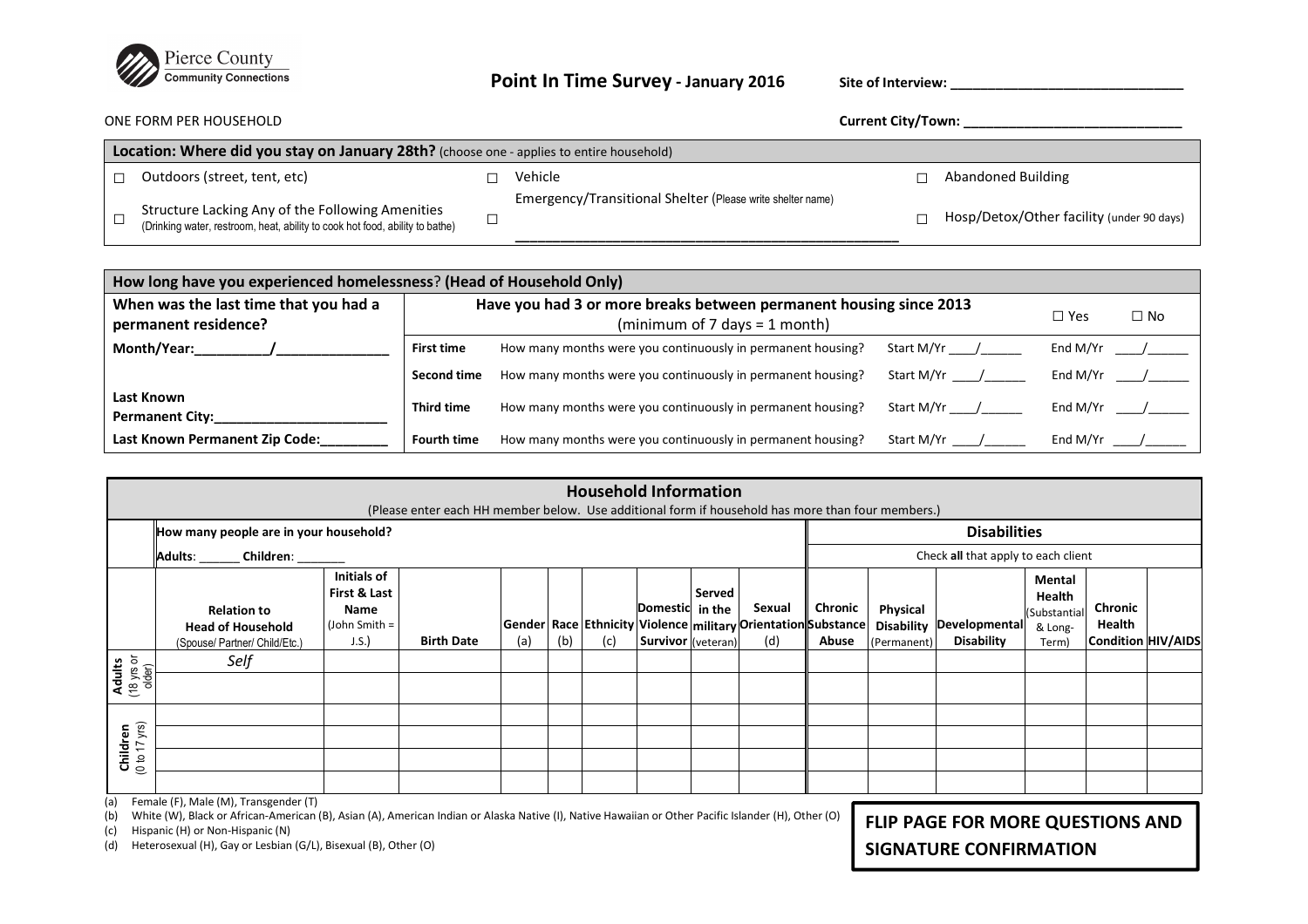Pierce County
**Community Connections**

# Point In Time Survey - January 2016

**Site of Interview:** ______________________________

ONE FORM PER HOUSEHOLD

**Current City/Town:** ____________________________

| **Location: Where did you stay on January 28th?** (choose one - applies to entire household) | | |
|---|---|---|
| ☐ Outdoors (street, tent, etc) | ☐ Vehicle | ☐ Abandoned Building |
| ☐ Structure Lacking Any of the Following Amenities (Drinking water, restroom, heat, ability to cook hot food, ability to bathe) | ☐ Emergency/Transitional Shelter (Please write shelter name) ______________________________ | ☐ Hosp/Detox/Other facility (under 90 days) |

| **How long have you experienced homelessness? (Head of Household Only)** | | | | |
|---|---|---|---|---|
| **When was the last time that you had a permanent residence?** | **Have you had 3 or more breaks between permanent housing since 2013** (minimum of 7 days = 1 month) | | | ☐ Yes ☐ No |
| **Month/Year:**_________/______________ | **First time** | How many months were you continuously in permanent housing? | Start M/Yr ____/______ | End M/Yr ____/______ |
| | **Second time** | How many months were you continuously in permanent housing? | Start M/Yr ____/______ | End M/Yr ____/______ |
| **Last Known Permanent City:**______________________ | **Third time** | How many months were you continuously in permanent housing? | Start M/Yr ____/______ | End M/Yr ____/______ |
| **Last Known Permanent Zip Code:**________ | **Fourth time** | How many months were you continuously in permanent housing? | Start M/Yr ____/______ | End M/Yr ____/______ |

## Household Information

(Please enter each HH member below. Use additional form if household has more than four members.)

**How many people are in your household?**

**Adults**: ______ **Children**: _______

| | **Relation to Head of Household** (Spouse/ Partner/ Child/Etc.) | **Initials of First & Last Name** (John Smith = J.S.) | **Birth Date** | **Gender** (a) | **Race** (b) | **Ethnicity** (c) | **Domestic Violence Survivor** | **Served in the military** (veteran) | **Sexual Orientation** (d) | **Disabilities** — Check **all** that apply to each client: **Chronic Substance Abuse** | **Physical Disability** (Permanent) | **Developmental Disability** | **Mental Health** (Substantial & Long-Term) | **Chronic Health Condition** | **HIV/AIDS** |
|---|---|---|---|---|---|---|---|---|---|---|---|---|---|---|---|
| **Adults** (18 yrs or older) | *Self* | | | | | | | | | | | | | | |
| | | | | | | | | | | | | | | | |
| **Children** (0 to 17 yrs) | | | | | | | | | | | | | | | |
| | | | | | | | | | | | | | | | |
| | | | | | | | | | | | | | | | |
| | | | | | | | | | | | | | | | |

(a) Female (F), Male (M), Transgender (T)
(b) White (W), Black or African-American (B), Asian (A), American Indian or Alaska Native (I), Native Hawaiian or Other Pacific Islander (H), Other (O)
(c) Hispanic (H) or Non-Hispanic (N)
(d) Heterosexual (H), Gay or Lesbian (G/L), Bisexual (B), Other (O)

**FLIP PAGE FOR MORE QUESTIONS AND SIGNATURE CONFIRMATION**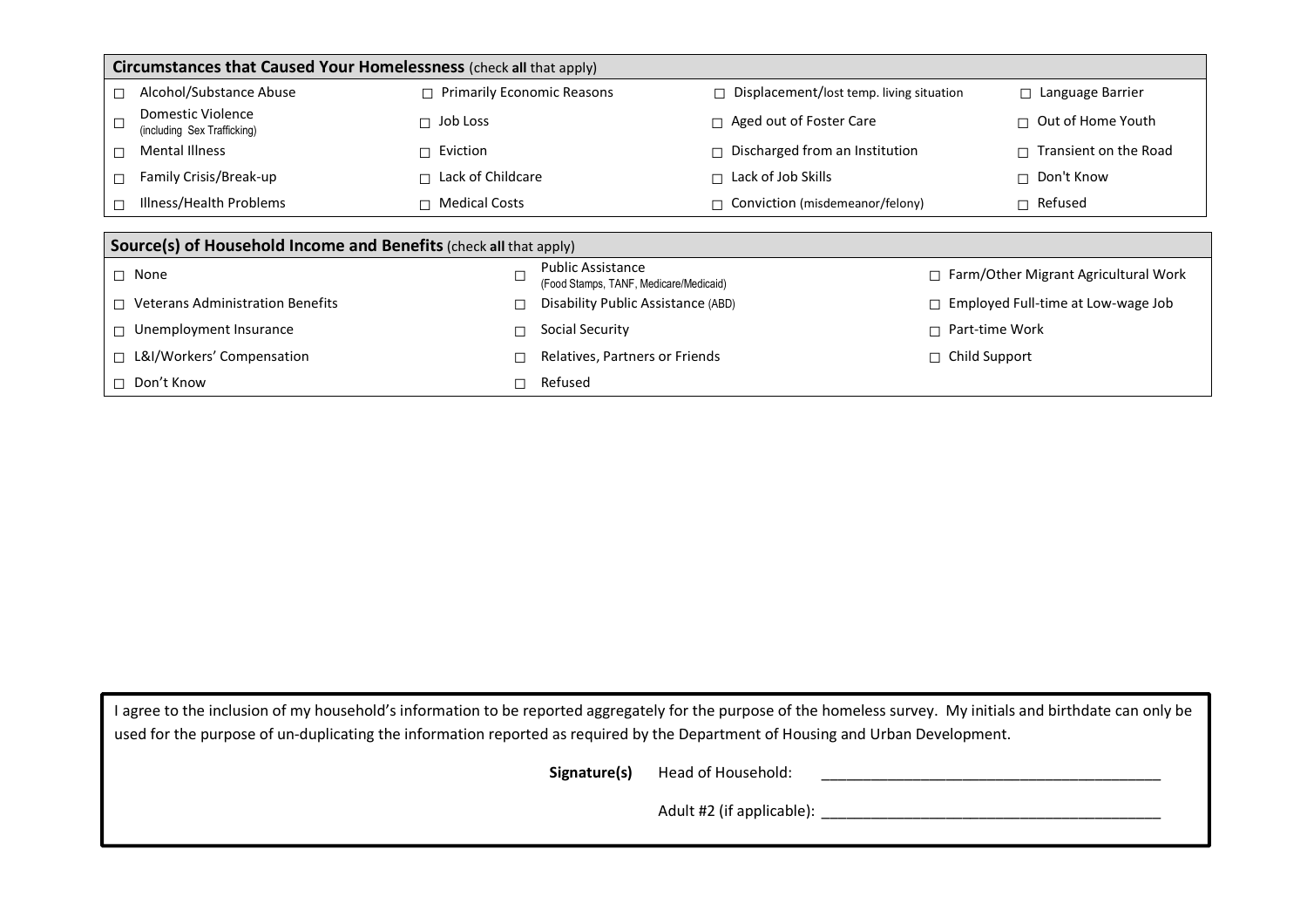| **Circumstances that Caused Your Homelessness** (check **all** that apply) | | | |
|---|---|---|---|
| ☐ Alcohol/Substance Abuse | ☐ Primarily Economic Reasons | ☐ Displacement/lost temp. living situation | ☐ Language Barrier |
| ☐ Domestic Violence (including Sex Trafficking) | ☐ Job Loss | ☐ Aged out of Foster Care | ☐ Out of Home Youth |
| ☐ Mental Illness | ☐ Eviction | ☐ Discharged from an Institution | ☐ Transient on the Road |
| ☐ Family Crisis/Break-up | ☐ Lack of Childcare | ☐ Lack of Job Skills | ☐ Don't Know |
| ☐ Illness/Health Problems | ☐ Medical Costs | ☐ Conviction (misdemeanor/felony) | ☐ Refused |

| **Source(s) of Household Income and Benefits** (check **all** that apply) | | |
|---|---|---|
| ☐ None | ☐ Public Assistance (Food Stamps, TANF, Medicare/Medicaid) | ☐ Farm/Other Migrant Agricultural Work |
| ☐ Veterans Administration Benefits | ☐ Disability Public Assistance (ABD) | ☐ Employed Full-time at Low-wage Job |
| ☐ Unemployment Insurance | ☐ Social Security | ☐ Part-time Work |
| ☐ L&I/Workers' Compensation | ☐ Relatives, Partners or Friends | ☐ Child Support |
| ☐ Don't Know | ☐ Refused | |

I agree to the inclusion of my household's information to be reported aggregately for the purpose of the homeless survey. My initials and birthdate can only be used for the purpose of un-duplicating the information reported as required by the Department of Housing and Urban Development.

**Signature(s)** Head of Household: ________________________________________

Adult #2 (if applicable): ________________________________________